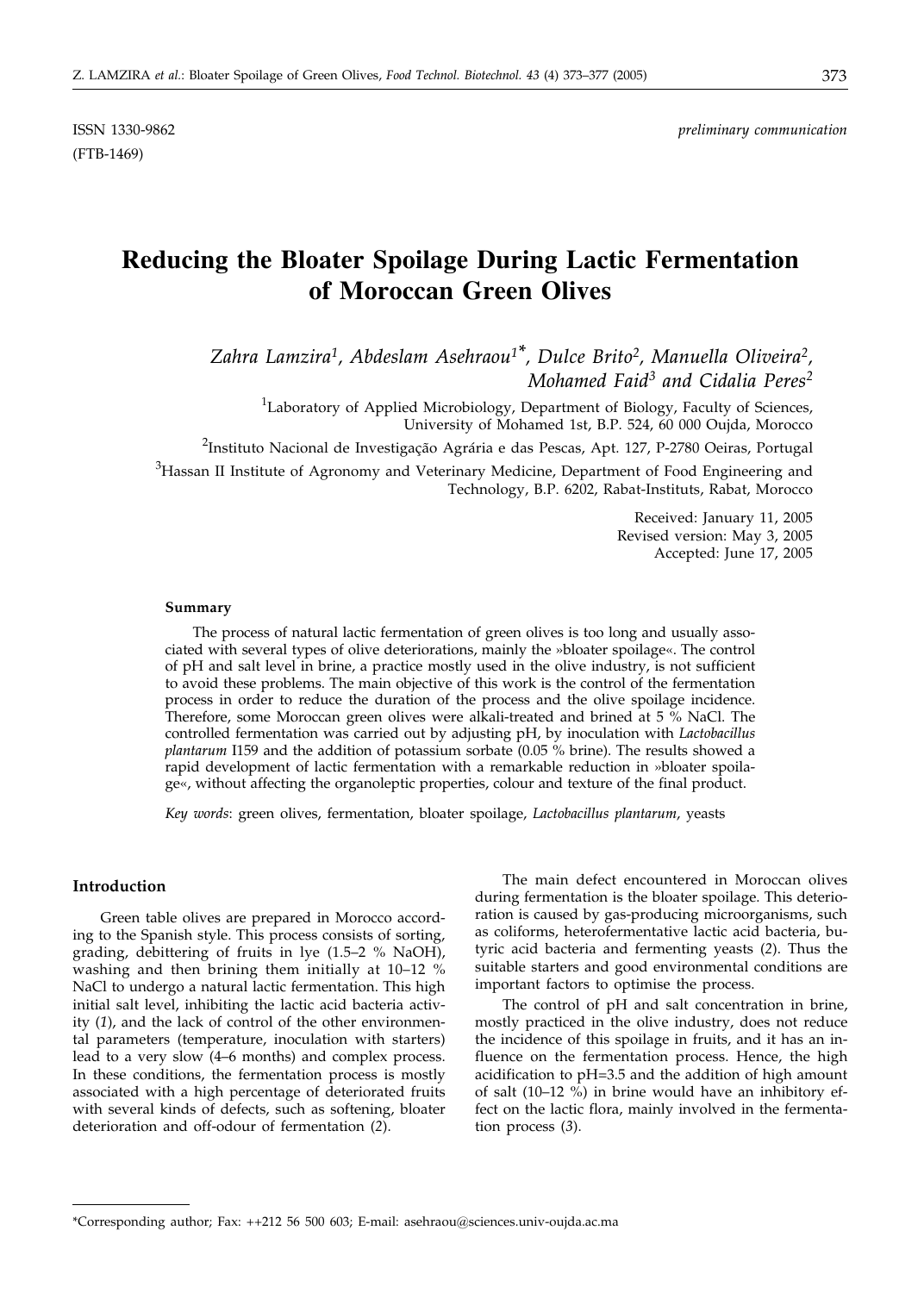ISSN 1330-9862 *preliminary communication*
(FTB-1469)

# Reducing the Bloater Spoilage During Lactic Fermentation of Moroccan Green Olives

*Zahra Lamzira[1], Abdeslam Asehraou[1]*, Dulce Brito[2], Manuella Oliveira[2], Mohamed Faid[3] and Cidalia Peres[2]*

[1]Laboratory of Applied Microbiology, Department of Biology, Faculty of Sciences, University of Mohamed 1st, B.P. 524, 60 000 Oujda, Morocco

[2]Instituto Nacional de Investigação Agrária e das Pescas, Apt. 127, P-2780 Oeiras, Portugal

[3]Hassan II Institute of Agronomy and Veterinary Medicine, Department of Food Engineering and Technology, B.P. 6202, Rabat-Instituts, Rabat, Morocco

Received: January 11, 2005
Revised version: May 3, 2005
Accepted: June 17, 2005

#### Summary

The process of natural lactic fermentation of green olives is too long and usually associated with several types of olive deteriorations, mainly the »bloater spoilage«. The control of pH and salt level in brine, a practice mostly used in the olive industry, is not sufficient to avoid these problems. The main objective of this work is the control of the fermentation process in order to reduce the duration of the process and the olive spoilage incidence. Therefore, some Moroccan green olives were alkali-treated and brined at 5 % NaCl. The controlled fermentation was carried out by adjusting pH, by inoculation with *Lactobacillus plantarum* I159 and the addition of potassium sorbate (0.05 % brine). The results showed a rapid development of lactic fermentation with a remarkable reduction in »bloater spoilage«, without affecting the organoleptic properties, colour and texture of the final product.

*Key words*: green olives, fermentation, bloater spoilage, *Lactobacillus plantarum*, yeasts

#### Introduction

Green table olives are prepared in Morocco according to the Spanish style. This process consists of sorting, grading, debittering of fruits in lye (1.5–2 % NaOH), washing and then brining them initially at 10–12 % NaCl to undergo a natural lactic fermentation. This high initial salt level, inhibiting the lactic acid bacteria activity (*1*), and the lack of control of the other environmental parameters (temperature, inoculation with starters) lead to a very slow (4–6 months) and complex process. In these conditions, the fermentation process is mostly associated with a high percentage of deteriorated fruits with several kinds of defects, such as softening, bloater deterioration and off-odour of fermentation (*2*).

The main defect encountered in Moroccan olives during fermentation is the bloater spoilage. This deterioration is caused by gas-producing microorganisms, such as coliforms, heterofermentative lactic acid bacteria, butyric acid bacteria and fermenting yeasts (*2*). Thus the suitable starters and good environmental conditions are important factors to optimise the process.

The control of pH and salt concentration in brine, mostly practiced in the olive industry, does not reduce the incidence of this spoilage in fruits, and it has an influence on the fermentation process. Hence, the high acidification to pH=3.5 and the addition of high amount of salt (10–12 %) in brine would have an inhibitory effect on the lactic flora, mainly involved in the fermentation process (*3*).

*Corresponding author; Fax: ++212 56 500 603; E-mail: asehraou@sciences.univ-oujda.ac.ma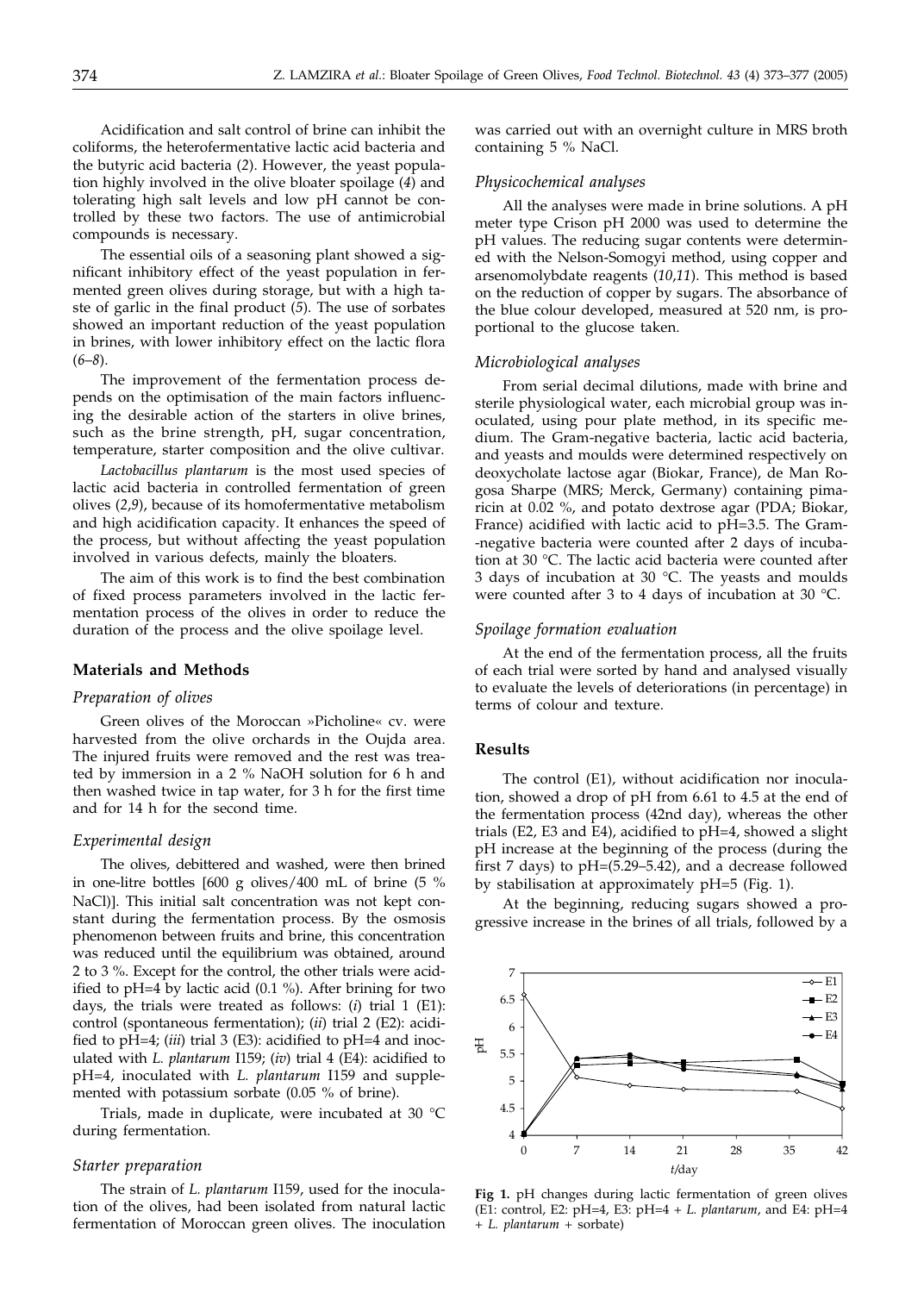Acidification and salt control of brine can inhibit the coliforms, the heterofermentative lactic acid bacteria and the butyric acid bacteria (*2*). However, the yeast population highly involved in the olive bloater spoilage (*4*) and tolerating high salt levels and low pH cannot be controlled by these two factors. The use of antimicrobial compounds is necessary.

The essential oils of a seasoning plant showed a significant inhibitory effect of the yeast population in fermented green olives during storage, but with a high taste of garlic in the final product (*5*). The use of sorbates showed an important reduction of the yeast population in brines, with lower inhibitory effect on the lactic flora (*6–8*).

The improvement of the fermentation process depends on the optimisation of the main factors influencing the desirable action of the starters in olive brines, such as the brine strength, pH, sugar concentration, temperature, starter composition and the olive cultivar.

*Lactobacillus plantarum* is the most used species of lactic acid bacteria in controlled fermentation of green olives (*2,9*), because of its homofermentative metabolism and high acidification capacity. It enhances the speed of the process, but without affecting the yeast population involved in various defects, mainly the bloaters.

The aim of this work is to find the best combination of fixed process parameters involved in the lactic fermentation process of the olives in order to reduce the duration of the process and the olive spoilage level.

## Materials and Methods

### Preparation of olives

Green olives of the Moroccan »Picholine« cv. were harvested from the olive orchards in the Oujda area. The injured fruits were removed and the rest was treated by immersion in a 2 % NaOH solution for 6 h and then washed twice in tap water, for 3 h for the first time and for 14 h for the second time.

### Experimental design

The olives, debittered and washed, were then brined in one-litre bottles [600 g olives/400 mL of brine (5 % NaCl)]. This initial salt concentration was not kept constant during the fermentation process. By the osmosis phenomenon between fruits and brine, this concentration was reduced until the equilibrium was obtained, around 2 to 3 %. Except for the control, the other trials were acidified to pH=4 by lactic acid (0.1 %). After brining for two days, the trials were treated as follows: (*i*) trial 1 (E1): control (spontaneous fermentation); (*ii*) trial 2 (E2): acidified to pH=4; (*iii*) trial 3 (E3): acidified to pH=4 and inoculated with *L. plantarum* I159; (*iv*) trial 4 (E4): acidified to pH=4, inoculated with *L. plantarum* I159 and supplemented with potassium sorbate (0.05 % of brine).

Trials, made in duplicate, were incubated at 30 °C during fermentation.

### Starter preparation

The strain of *L. plantarum* I159, used for the inoculation of the olives, had been isolated from natural lactic fermentation of Moroccan green olives. The inoculation was carried out with an overnight culture in MRS broth containing 5 % NaCl.

### Physicochemical analyses

All the analyses were made in brine solutions. A pH meter type Crison pH 2000 was used to determine the pH values. The reducing sugar contents were determined with the Nelson-Somogyi method, using copper and arsenomolybdate reagents (*10,11*). This method is based on the reduction of copper by sugars. The absorbance of the blue colour developed, measured at 520 nm, is proportional to the glucose taken.

### Microbiological analyses

From serial decimal dilutions, made with brine and sterile physiological water, each microbial group was inoculated, using pour plate method, in its specific medium. The Gram-negative bacteria, lactic acid bacteria, and yeasts and moulds were determined respectively on deoxycholate lactose agar (Biokar, France), de Man Rogosa Sharpe (MRS; Merck, Germany) containing pimaricin at 0.02 %, and potato dextrose agar (PDA; Biokar, France) acidified with lactic acid to pH=3.5. The Gram-negative bacteria were counted after 2 days of incubation at 30 °C. The lactic acid bacteria were counted after 3 days of incubation at 30 °C. The yeasts and moulds were counted after 3 to 4 days of incubation at 30 °C.

### Spoilage formation evaluation

At the end of the fermentation process, all the fruits of each trial were sorted by hand and analysed visually to evaluate the levels of deteriorations (in percentage) in terms of colour and texture.

## Results

The control (E1), without acidification nor inoculation, showed a drop of pH from 6.61 to 4.5 at the end of the fermentation process (42nd day), whereas the other trials (E2, E3 and E4), acidified to pH=4, showed a slight pH increase at the beginning of the process (during the first 7 days) to pH=(5.29–5.42), and a decrease followed by stabilisation at approximately pH=5 (Fig. 1).

At the beginning, reducing sugars showed a progressive increase in the brines of all trials, followed by a

**Fig 1.** pH changes during lactic fermentation of green olives (E1: control, E2: pH=4, E3: pH=4 + *L. plantarum*, and E4: pH=4 + *L. plantarum* + sorbate)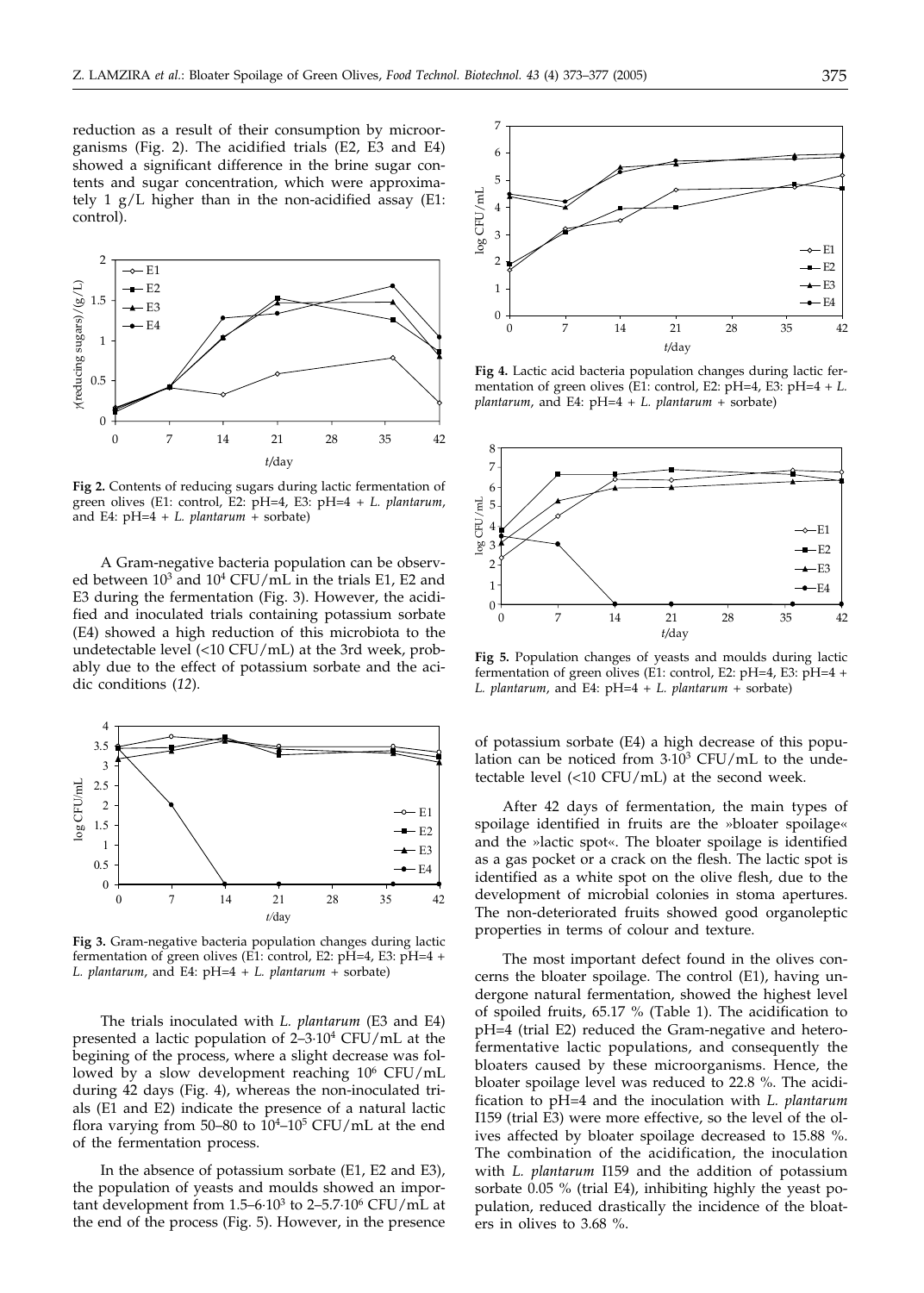reduction as a result of their consumption by microorganisms (Fig. 2). The acidified trials (E2, E3 and E4) showed a significant difference in the brine sugar contents and sugar concentration, which were approximately 1 g/L higher than in the non-acidified assay (E1: control).

**Fig 2.** Contents of reducing sugars during lactic fermentation of green olives (E1: control, E2: pH=4, E3: pH=4 + *L. plantarum*, and E4: pH=4 + *L. plantarum* + sorbate)

A Gram-negative bacteria population can be observed between $10^3$ and $10^4$ CFU/mL in the trials E1, E2 and E3 during the fermentation (Fig. 3). However, the acidified and inoculated trials containing potassium sorbate (E4) showed a high reduction of this microbiota to the undetectable level (<10 CFU/mL) at the 3rd week, probably due to the effect of potassium sorbate and the acidic conditions (*12*).

**Fig 3.** Gram-negative bacteria population changes during lactic fermentation of green olives (E1: control, E2: pH=4, E3: pH=4 + *L. plantarum*, and E4: pH=4 + *L. plantarum* + sorbate)

The trials inoculated with *L. plantarum* (E3 and E4) presented a lactic population of $2–3\cdot10^4$ CFU/mL at the begining of the process, where a slight decrease was followed by a slow development reaching $10^6$ CFU/mL during 42 days (Fig. 4), whereas the non-inoculated trials (E1 and E2) indicate the presence of a natural lactic flora varying from 50–80 to $10^4$–$10^5$ CFU/mL at the end of the fermentation process.

In the absence of potassium sorbate (E1, E2 and E3), the population of yeasts and moulds showed an important development from $1.5–6\cdot10^3$ to $2–5.7\cdot10^6$ CFU/mL at the end of the process (Fig. 5). However, in the presence of potassium sorbate (E4) a high decrease of this population can be noticed from $3\cdot10^3$ CFU/mL to the undetectable level (<10 CFU/mL) at the second week.

**Fig 4.** Lactic acid bacteria population changes during lactic fermentation of green olives (E1: control, E2: pH=4, E3: pH=4 + *L. plantarum*, and E4: pH=4 + *L. plantarum* + sorbate)

**Fig 5.** Population changes of yeasts and moulds during lactic fermentation of green olives (E1: control, E2: pH=4, E3: pH=4 + *L. plantarum*, and E4: pH=4 + *L. plantarum* + sorbate)

After 42 days of fermentation, the main types of spoilage identified in fruits are the »bloater spoilage« and the »lactic spot«. The bloater spoilage is identified as a gas pocket or a crack on the flesh. The lactic spot is identified as a white spot on the olive flesh, due to the development of microbial colonies in stoma apertures. The non-deteriorated fruits showed good organoleptic properties in terms of colour and texture.

The most important defect found in the olives concerns the bloater spoilage. The control (E1), having undergone natural fermentation, showed the highest level of spoiled fruits, 65.17 % (Table 1). The acidification to pH=4 (trial E2) reduced the Gram-negative and heterofermentative lactic populations, and consequently the bloaters caused by these microorganisms. Hence, the bloater spoilage level was reduced to 22.8 %. The acidification to pH=4 and the inoculation with *L. plantarum* I159 (trial E3) were more effective, so the level of the olives affected by bloater spoilage decreased to 15.88 %. The combination of the acidification, the inoculation with *L. plantarum* I159 and the addition of potassium sorbate 0.05 % (trial E4), inhibiting highly the yeast population, reduced drastically the incidence of the bloaters in olives to 3.68 %.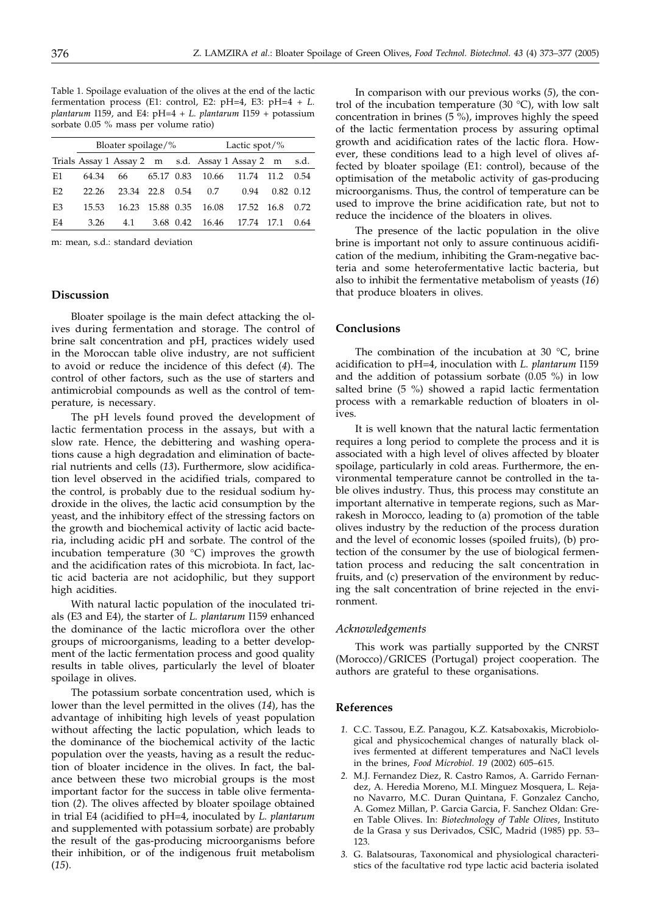Table 1. Spoilage evaluation of the olives at the end of the lactic fermentation process (E1: control, E2: pH=4, E3: pH=4 + *L. plantarum* I159, and E4: pH=4 + *L. plantarum* I159 + potassium sorbate 0.05 % mass per volume ratio)

| | Bloater spoilage/% | | | | Lactic spot/% | | | |
|---|---|---|---|---|---|---|---|---|
| Trials | Assay 1 | Assay 2 | m | s.d. | Assay 1 | Assay 2 | m | s.d. |
| E1 | 64.34 | 66 | 65.17 | 0.83 | 10.66 | 11.74 | 11.2 | 0.54 |
| E2 | 22.26 | 23.34 | 22.8 | 0.54 | 0.7 | 0.94 | 0.82 | 0.12 |
| E3 | 15.53 | 16.23 | 15.88 | 0.35 | 16.08 | 17.52 | 16.8 | 0.72 |
| E4 | 3.26 | 4.1 | 3.68 | 0.42 | 16.46 | 17.74 | 17.1 | 0.64 |

m: mean, s.d.: standard deviation

## Discussion

Bloater spoilage is the main defect attacking the olives during fermentation and storage. The control of brine salt concentration and pH, practices widely used in the Moroccan table olive industry, are not sufficient to avoid or reduce the incidence of this defect (*4*). The control of other factors, such as the use of starters and antimicrobial compounds as well as the control of temperature, is necessary.

The pH levels found proved the development of lactic fermentation process in the assays, but with a slow rate. Hence, the debittering and washing operations cause a high degradation and elimination of bacterial nutrients and cells (*13*). Furthermore, slow acidification level observed in the acidified trials, compared to the control, is probably due to the residual sodium hydroxide in the olives, the lactic acid consumption by the yeast, and the inhibitory effect of the stressing factors on the growth and biochemical activity of lactic acid bacteria, including acidic pH and sorbate. The control of the incubation temperature (30 °C) improves the growth and the acidification rates of this microbiota. In fact, lactic acid bacteria are not acidophilic, but they support high acidities.

With natural lactic population of the inoculated trials (E3 and E4), the starter of *L. plantarum* I159 enhanced the dominance of the lactic microflora over the other groups of microorganisms, leading to a better development of the lactic fermentation process and good quality results in table olives, particularly the level of bloater spoilage in olives.

The potassium sorbate concentration used, which is lower than the level permitted in the olives (*14*), has the advantage of inhibiting high levels of yeast population without affecting the lactic population, which leads to the dominance of the biochemical activity of the lactic population over the yeasts, having as a result the reduction of bloater incidence in the olives. In fact, the balance between these two microbial groups is the most important factor for the success in table olive fermentation (*2*). The olives affected by bloater spoilage obtained in trial E4 (acidified to pH=4, inoculated by *L. plantarum* and supplemented with potassium sorbate) are probably the result of the gas-producing microorganisms before their inhibition, or of the indigenous fruit metabolism (*15*).

In comparison with our previous works (*5*), the control of the incubation temperature (30 °C), with low salt concentration in brines (5 %), improves highly the speed of the lactic fermentation process by assuring optimal growth and acidification rates of the lactic flora. However, these conditions lead to a high level of olives affected by bloater spoilage (E1: control), because of the optimisation of the metabolic activity of gas-producing microorganisms. Thus, the control of temperature can be used to improve the brine acidification rate, but not to reduce the incidence of the bloaters in olives.

The presence of the lactic population in the olive brine is important not only to assure continuous acidification of the medium, inhibiting the Gram-negative bacteria and some heterofermentative lactic bacteria, but also to inhibit the fermentative metabolism of yeasts (*16*) that produce bloaters in olives.

## Conclusions

The combination of the incubation at 30 °C, brine acidification to pH=4, inoculation with *L. plantarum* I159 and the addition of potassium sorbate (0.05 %) in low salted brine (5 %) showed a rapid lactic fermentation process with a remarkable reduction of bloaters in olives.

It is well known that the natural lactic fermentation requires a long period to complete the process and it is associated with a high level of olives affected by bloater spoilage, particularly in cold areas. Furthermore, the environmental temperature cannot be controlled in the table olives industry. Thus, this process may constitute an important alternative in temperate regions, such as Marrakesh in Morocco, leading to (a) promotion of the table olives industry by the reduction of the process duration and the level of economic losses (spoiled fruits), (b) protection of the consumer by the use of biological fermentation process and reducing the salt concentration in fruits, and (c) preservation of the environment by reducing the salt concentration of brine rejected in the environment.

### *Acknowledgements*

This work was partially supported by the CNRST (Morocco)/GRICES (Portugal) project cooperation. The authors are grateful to these organisations.

## References

1. C.C. Tassou, E.Z. Panagou, K.Z. Katsaboxakis, Microbiological and physicochemical changes of naturally black olives fermented at different temperatures and NaCl levels in the brines, *Food Microbiol. 19* (2002) 605–615.
2. M.J. Fernandez Diez, R. Castro Ramos, A. Garrido Fernandez, A. Heredia Moreno, M.I. Minguez Mosquera, L. Rejano Navarro, M.C. Duran Quintana, F. Gonzalez Cancho, A. Gomez Millan, P. Garcia Garcia, F. Sanchez Oldan: Green Table Olives. In: *Biotechnology of Table Olives*, Instituto de la Grasa y sus Derivados, CSIC, Madrid (1985) pp. 53–123.
3. G. Balatsouras, Taxonomical and physiological characteristics of the facultative rod type lactic acid bacteria isolated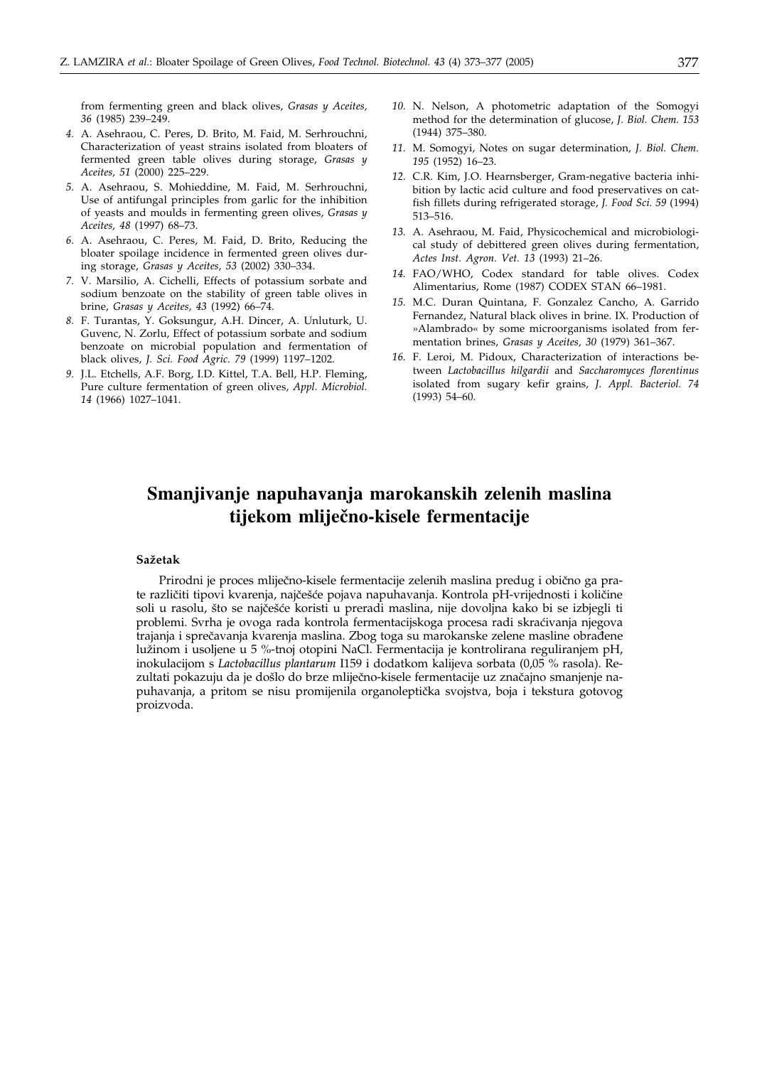from fermenting green and black olives, *Grasas y Aceites, 36* (1985) 239–249.

4. A. Asehraou, C. Peres, D. Brito, M. Faid, M. Serhrouchni, Characterization of yeast strains isolated from bloaters of fermented green table olives during storage, *Grasas y Aceites, 51* (2000) 225–229.
5. A. Asehraou, S. Mohieddine, M. Faid, M. Serhrouchni, Use of antifungal principles from garlic for the inhibition of yeasts and moulds in fermenting green olives, *Grasas y Aceites, 48* (1997) 68–73.
6. A. Asehraou, C. Peres, M. Faid, D. Brito, Reducing the bloater spoilage incidence in fermented green olives during storage, *Grasas y Aceites, 53* (2002) 330–334.
7. V. Marsilio, A. Cichelli, Effects of potassium sorbate and sodium benzoate on the stability of green table olives in brine, *Grasas y Aceites, 43* (1992) 66–74.
8. F. Turantas, Y. Goksungur, A.H. Dincer, A. Unluturk, U. Guvenc, N. Zorlu, Effect of potassium sorbate and sodium benzoate on microbial population and fermentation of black olives, *J. Sci. Food Agric. 79* (1999) 1197–1202.
9. J.L. Etchells, A.F. Borg, I.D. Kittel, T.A. Bell, H.P. Fleming, Pure culture fermentation of green olives, *Appl. Microbiol. 14* (1966) 1027–1041.
10. N. Nelson, A photometric adaptation of the Somogyi method for the determination of glucose, *J. Biol. Chem. 153* (1944) 375–380.
11. M. Somogyi, Notes on sugar determination, *J. Biol. Chem. 195* (1952) 16–23.
12. C.R. Kim, J.O. Hearnsberger, Gram-negative bacteria inhibition by lactic acid culture and food preservatives on catfish fillets during refrigerated storage, *J. Food Sci. 59* (1994) 513–516.
13. A. Asehraou, M. Faid, Physicochemical and microbiological study of debittered green olives during fermentation, *Actes Inst. Agron. Vet. 13* (1993) 21–26.
14. FAO/WHO, Codex standard for table olives. Codex Alimentarius, Rome (1987) CODEX STAN 66–1981.
15. M.C. Duran Quintana, F. Gonzalez Cancho, A. Garrido Fernandez, Natural black olives in brine. IX. Production of »Alambrado« by some microorganisms isolated from fermentation brines, *Grasas y Aceites, 30* (1979) 361–367.
16. F. Leroi, M. Pidoux, Characterization of interactions between *Lactobacillus hilgardii* and *Saccharomyces florentinus* isolated from sugary kefir grains, *J. Appl. Bacteriol. 74* (1993) 54–60.

# Smanjivanje napuhavanja marokanskih zelenih maslina tijekom mliječno-kisele fermentacije

### Sažetak

Prirodni je proces mliječno-kisele fermentacije zelenih maslina predug i obično ga prate različiti tipovi kvarenja, najčešće pojava napuhavanja. Kontrola pH-vrijednosti i količine soli u rasolu, što se najčešće koristi u preradi maslina, nije dovoljna kako bi se izbjegli ti problemi. Svrha je ovoga rada kontrola fermentacijskoga procesa radi skraćivanja njegova trajanja i sprečavanja kvarenja maslina. Zbog toga su marokanske zelene masline obrađene lužinom i usoljene u 5 %-tnoj otopini NaCl. Fermentacija je kontrolirana reguliranjem pH, inokulacijom s *Lactobacillus plantarum* I159 i dodatkom kalijeva sorbata (0,05 % rasola). Rezultati pokazuju da je došlo do brze mliječno-kisele fermentacije uz značajno smanjenje napuhavanja, a pritom se nisu promijenila organoleptička svojstva, boja i tekstura gotovog proizvoda.